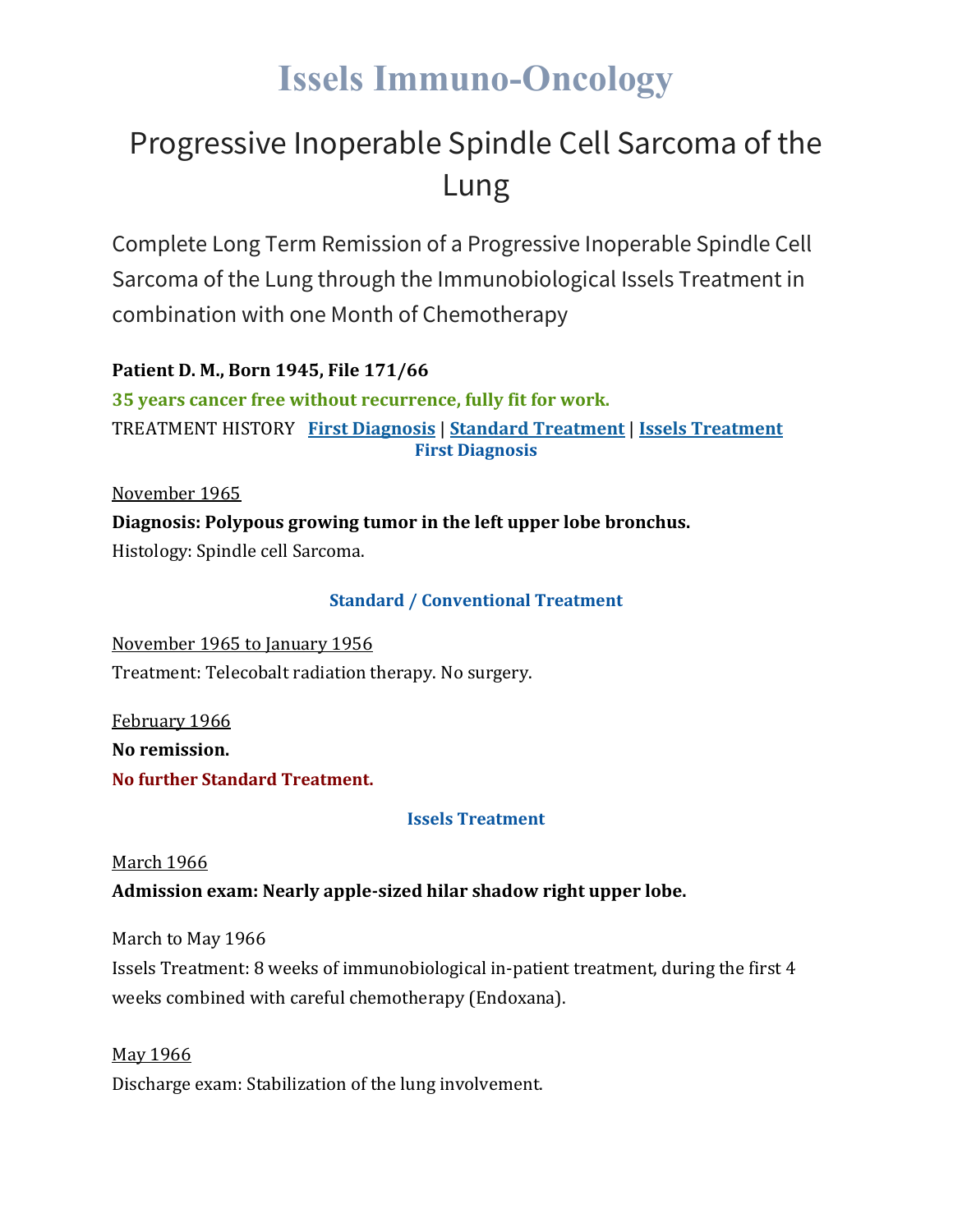# Issels Immuno-Oncology

## Progressive Inoperable Spindle Cell Sarcoma of the Lung

Complete Long Term Remission of a Progressive Inoperable Spindle Cell Sarcoma of the Lung through the Immunobiological Issels Treatment in combination with one Month of Chemotherapy

**Patient D. M., Born 1945, File 171/66**

**35 years cancer free without recurrence, fully fit for work.**

TREATMENT HISTORY **First Diagnosis** | **Standard Treatment** | **Issels Treatment**

### First Diagnosis

November 1965

**Diagnosis: Polypous growing tumor in the left upper lobe bronchus.**

Histology: Spindle cell Sarcoma.

### Standard / Conventional Treatment

November 1965 to January 1956

Treatment: Telecobalt radiation therapy. No surgery.

February 1966

**No remission.**

**No further Standard Treatment.**

### Issels Treatment

March 1966

**Admission exam: Nearly apple-sized hilar shadow right upper lobe.**

March to May 1966

Issels Treatment: 8 weeks of immunobiological in-patient treatment, during the first 4 weeks combined with careful chemotherapy (Endoxana).

May 1966

Discharge exam: Stabilization of the lung involvement.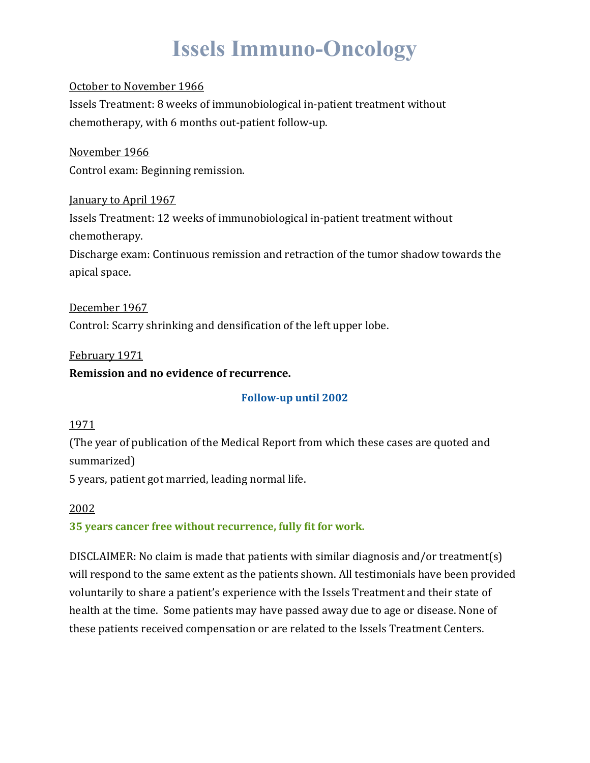# Issels Immuno-Oncology

October to November 1966

Issels Treatment: 8 weeks of immunobiological in-patient treatment without chemotherapy, with 6 months out-patient follow-up.

November 1966

Control exam: Beginning remission.

January to April 1967

Issels Treatment: 12 weeks of immunobiological in-patient treatment without chemotherapy.

Discharge exam: Continuous remission and retraction of the tumor shadow towards the apical space.

December 1967

Control: Scarry shrinking and densification of the left upper lobe.

February 1971

**Remission and no evidence of recurrence.**

**Follow-up until 2002**

1971

(The year of publication of the Medical Report from which these cases are quoted and summarized)

5 years, patient got married, leading normal life.

2002

**35 years cancer free without recurrence, fully fit for work.**

DISCLAIMER: No claim is made that patients with similar diagnosis and/or treatment(s) will respond to the same extent as the patients shown. All testimonials have been provided voluntarily to share a patient's experience with the Issels Treatment and their state of health at the time. Some patients may have passed away due to age or disease. None of these patients received compensation or are related to the Issels Treatment Centers.